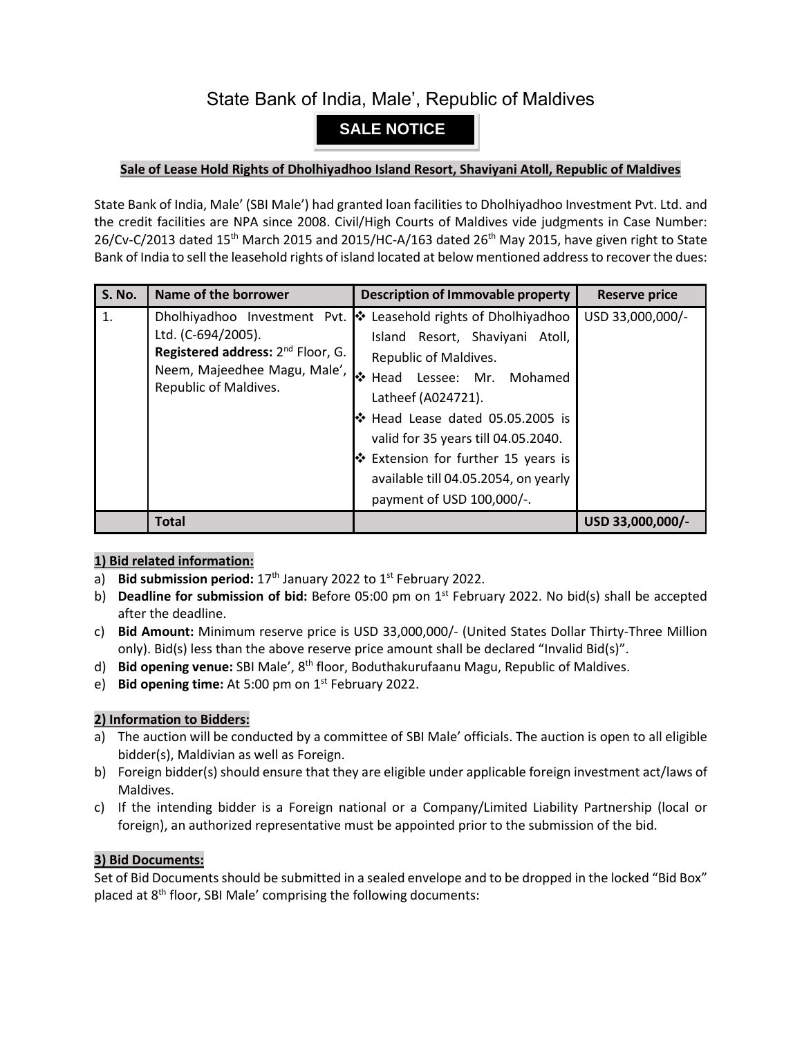# State Bank of India, Male', Republic of Maldives

## SALE NOTICE

**Sale of Lease Hold Rights of Dholhiyadhoo Island Resort, Shaviyani Atoll, Republic of Maldives**

State Bank of India, Male' (SBI Male') had granted loan facilities to Dholhiyadhoo Investment Pvt. Ltd. and the credit facilities are NPA since 2008. Civil/High Courts of Maldives vide judgments in Case Number: 26/Cv-C/2013 dated 15th March 2015 and 2015/HC-A/163 dated 26th May 2015, have given right to State Bank of India to sell the leasehold rights of island located at below mentioned address to recover the dues:

| S. No. | Name of the borrower | Description of Immovable property | Reserve price |
|---|---|---|---|
| 1. | Dholhiyadhoo Investment Pvt. Ltd. (C-694/2005).<br>**Registered address:** 2nd Floor, G. Neem, Majeedhee Magu, Male', Republic of Maldives. | ❖ Leasehold rights of Dholhiyadhoo Island Resort, Shaviyani Atoll, Republic of Maldives.<br>❖ Head Lessee: Mr. Mohamed Latheef (A024721).<br>❖ Head Lease dated 05.05.2005 is valid for 35 years till 04.05.2040.<br>❖ Extension for further 15 years is available till 04.05.2054, on yearly payment of USD 100,000/-. | USD 33,000,000/- |
| | **Total** | | **USD 33,000,000/-** |

### 1) Bid related information:

a) **Bid submission period:** 17th January 2022 to 1st February 2022.
b) **Deadline for submission of bid:** Before 05:00 pm on 1st February 2022. No bid(s) shall be accepted after the deadline.
c) **Bid Amount:** Minimum reserve price is USD 33,000,000/- (United States Dollar Thirty-Three Million only). Bid(s) less than the above reserve price amount shall be declared "Invalid Bid(s)".
d) **Bid opening venue:** SBI Male', 8th floor, Boduthakurufaanu Magu, Republic of Maldives.
e) **Bid opening time:** At 5:00 pm on 1st February 2022.

### 2) Information to Bidders:

a) The auction will be conducted by a committee of SBI Male' officials. The auction is open to all eligible bidder(s), Maldivian as well as Foreign.
b) Foreign bidder(s) should ensure that they are eligible under applicable foreign investment act/laws of Maldives.
c) If the intending bidder is a Foreign national or a Company/Limited Liability Partnership (local or foreign), an authorized representative must be appointed prior to the submission of the bid.

### 3) Bid Documents:

Set of Bid Documents should be submitted in a sealed envelope and to be dropped in the locked "Bid Box" placed at 8th floor, SBI Male' comprising the following documents: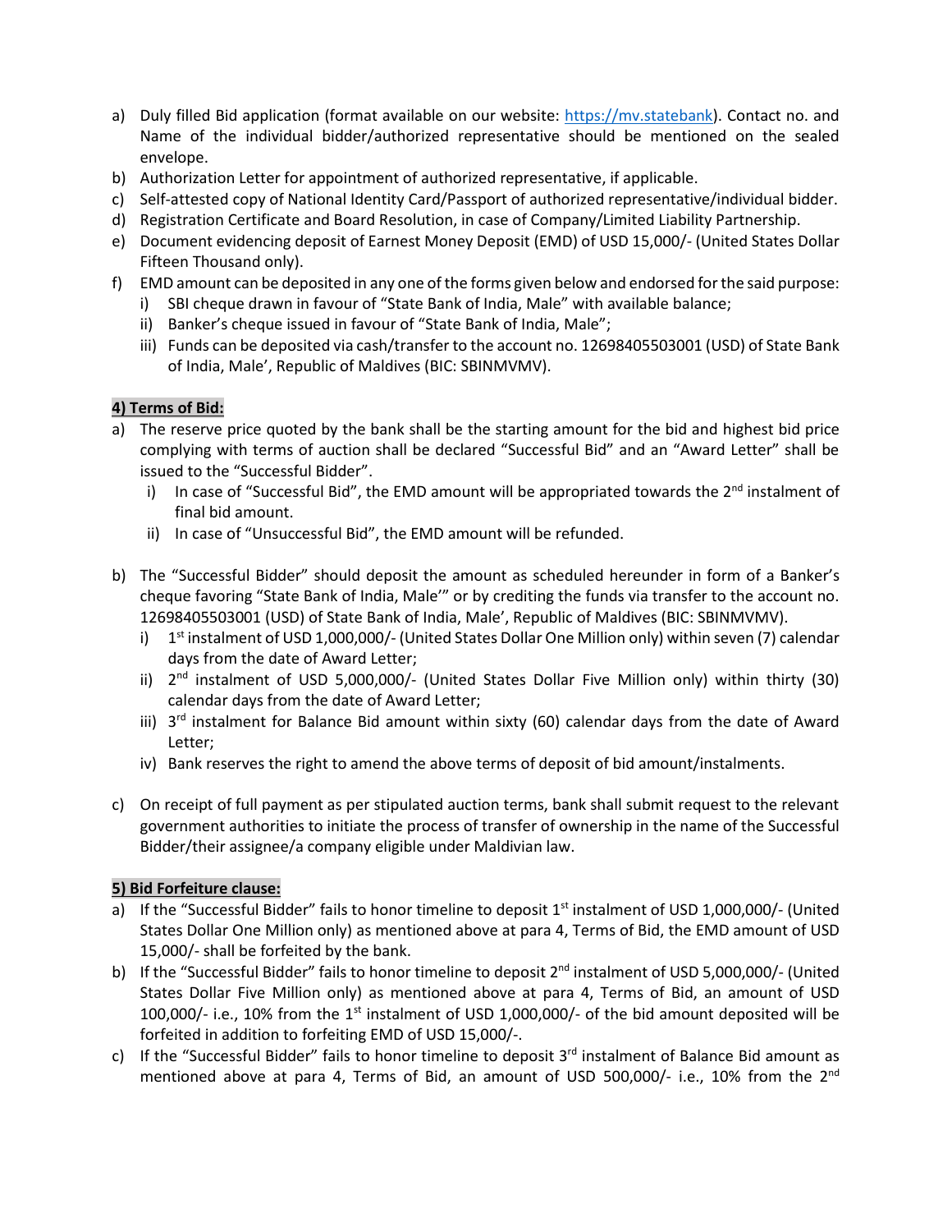a) Duly filled Bid application (format available on our website: https://mv.statebank). Contact no. and Name of the individual bidder/authorized representative should be mentioned on the sealed envelope.
b) Authorization Letter for appointment of authorized representative, if applicable.
c) Self-attested copy of National Identity Card/Passport of authorized representative/individual bidder.
d) Registration Certificate and Board Resolution, in case of Company/Limited Liability Partnership.
e) Document evidencing deposit of Earnest Money Deposit (EMD) of USD 15,000/- (United States Dollar Fifteen Thousand only).
f) EMD amount can be deposited in any one of the forms given below and endorsed for the said purpose:
   i) SBI cheque drawn in favour of "State Bank of India, Male" with available balance;
   ii) Banker's cheque issued in favour of "State Bank of India, Male";
   iii) Funds can be deposited via cash/transfer to the account no. 12698405503001 (USD) of State Bank of India, Male', Republic of Maldives (BIC: SBINMVMV).

**4) Terms of Bid:**

a) The reserve price quoted by the bank shall be the starting amount for the bid and highest bid price complying with terms of auction shall be declared "Successful Bid" and an "Award Letter" shall be issued to the "Successful Bidder".
   i) In case of "Successful Bid", the EMD amount will be appropriated towards the 2nd instalment of final bid amount.
   ii) In case of "Unsuccessful Bid", the EMD amount will be refunded.

b) The "Successful Bidder" should deposit the amount as scheduled hereunder in form of a Banker's cheque favoring "State Bank of India, Male'" or by crediting the funds via transfer to the account no. 12698405503001 (USD) of State Bank of India, Male', Republic of Maldives (BIC: SBINMVMV).
   i) 1st instalment of USD 1,000,000/- (United States Dollar One Million only) within seven (7) calendar days from the date of Award Letter;
   ii) 2nd instalment of USD 5,000,000/- (United States Dollar Five Million only) within thirty (30) calendar days from the date of Award Letter;
   iii) 3rd instalment for Balance Bid amount within sixty (60) calendar days from the date of Award Letter;
   iv) Bank reserves the right to amend the above terms of deposit of bid amount/instalments.

c) On receipt of full payment as per stipulated auction terms, bank shall submit request to the relevant government authorities to initiate the process of transfer of ownership in the name of the Successful Bidder/their assignee/a company eligible under Maldivian law.

**5) Bid Forfeiture clause:**

a) If the "Successful Bidder" fails to honor timeline to deposit 1st instalment of USD 1,000,000/- (United States Dollar One Million only) as mentioned above at para 4, Terms of Bid, the EMD amount of USD 15,000/- shall be forfeited by the bank.
b) If the "Successful Bidder" fails to honor timeline to deposit 2nd instalment of USD 5,000,000/- (United States Dollar Five Million only) as mentioned above at para 4, Terms of Bid, an amount of USD 100,000/- i.e., 10% from the 1st instalment of USD 1,000,000/- of the bid amount deposited will be forfeited in addition to forfeiting EMD of USD 15,000/-.
c) If the "Successful Bidder" fails to honor timeline to deposit 3rd instalment of Balance Bid amount as mentioned above at para 4, Terms of Bid, an amount of USD 500,000/- i.e., 10% from the 2nd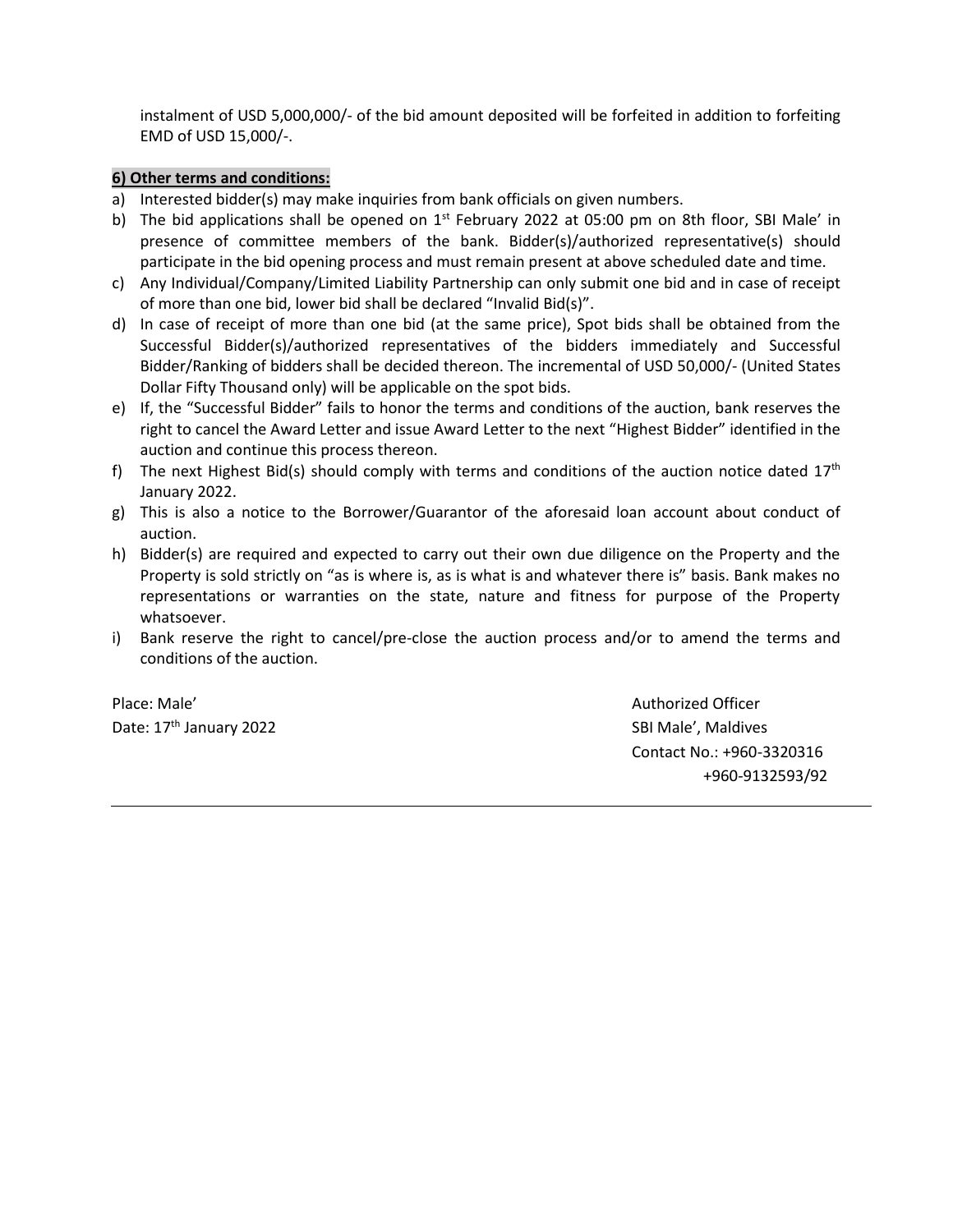instalment of USD 5,000,000/- of the bid amount deposited will be forfeited in addition to forfeiting EMD of USD 15,000/-.

**6) Other terms and conditions:**

a) Interested bidder(s) may make inquiries from bank officials on given numbers.

b) The bid applications shall be opened on 1st February 2022 at 05:00 pm on 8th floor, SBI Male' in presence of committee members of the bank. Bidder(s)/authorized representative(s) should participate in the bid opening process and must remain present at above scheduled date and time.

c) Any Individual/Company/Limited Liability Partnership can only submit one bid and in case of receipt of more than one bid, lower bid shall be declared "Invalid Bid(s)".

d) In case of receipt of more than one bid (at the same price), Spot bids shall be obtained from the Successful Bidder(s)/authorized representatives of the bidders immediately and Successful Bidder/Ranking of bidders shall be decided thereon. The incremental of USD 50,000/- (United States Dollar Fifty Thousand only) will be applicable on the spot bids.

e) If, the "Successful Bidder" fails to honor the terms and conditions of the auction, bank reserves the right to cancel the Award Letter and issue Award Letter to the next "Highest Bidder" identified in the auction and continue this process thereon.

f) The next Highest Bid(s) should comply with terms and conditions of the auction notice dated 17th January 2022.

g) This is also a notice to the Borrower/Guarantor of the aforesaid loan account about conduct of auction.

h) Bidder(s) are required and expected to carry out their own due diligence on the Property and the Property is sold strictly on "as is where is, as is what is and whatever there is" basis. Bank makes no representations or warranties on the state, nature and fitness for purpose of the Property whatsoever.

i) Bank reserve the right to cancel/pre-close the auction process and/or to amend the terms and conditions of the auction.

Place: Male'
Date: 17th January 2022

Authorized Officer
SBI Male', Maldives
Contact No.: +960-3320316
+960-9132593/92